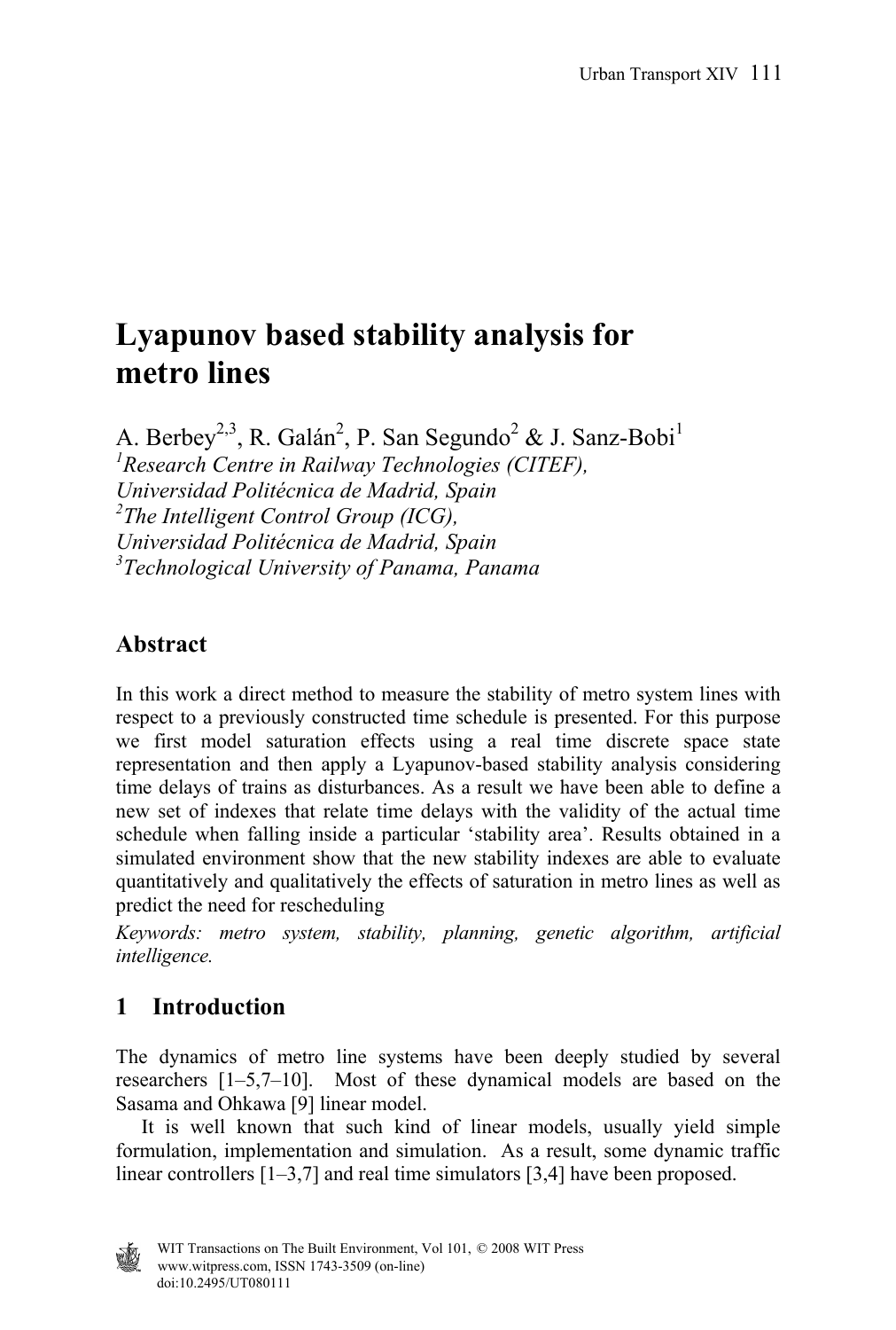# Lyapunov based stability analysis for metro lines

A. Berbey[2,3], R. Galán[2], P. San Segundo[2] & J. Sanz-Bobi[1]

*[1]Research Centre in Railway Technologies (CITEF), Universidad Politécnica de Madrid, Spain*
*[2]The Intelligent Control Group (ICG), Universidad Politécnica de Madrid, Spain*
*[3]Technological University of Panama, Panama*

## Abstract

In this work a direct method to measure the stability of metro system lines with respect to a previously constructed time schedule is presented. For this purpose we first model saturation effects using a real time discrete space state representation and then apply a Lyapunov-based stability analysis considering time delays of trains as disturbances. As a result we have been able to define a new set of indexes that relate time delays with the validity of the actual time schedule when falling inside a particular 'stability area'. Results obtained in a simulated environment show that the new stability indexes are able to evaluate quantitatively and qualitatively the effects of saturation in metro lines as well as predict the need for rescheduling

*Keywords: metro system, stability, planning, genetic algorithm, artificial intelligence.*

## 1 Introduction

The dynamics of metro line systems have been deeply studied by several researchers [1–5,7–10]. Most of these dynamical models are based on the Sasama and Ohkawa [9] linear model.

It is well known that such kind of linear models, usually yield simple formulation, implementation and simulation. As a result, some dynamic traffic linear controllers [1–3,7] and real time simulators [3,4] have been proposed.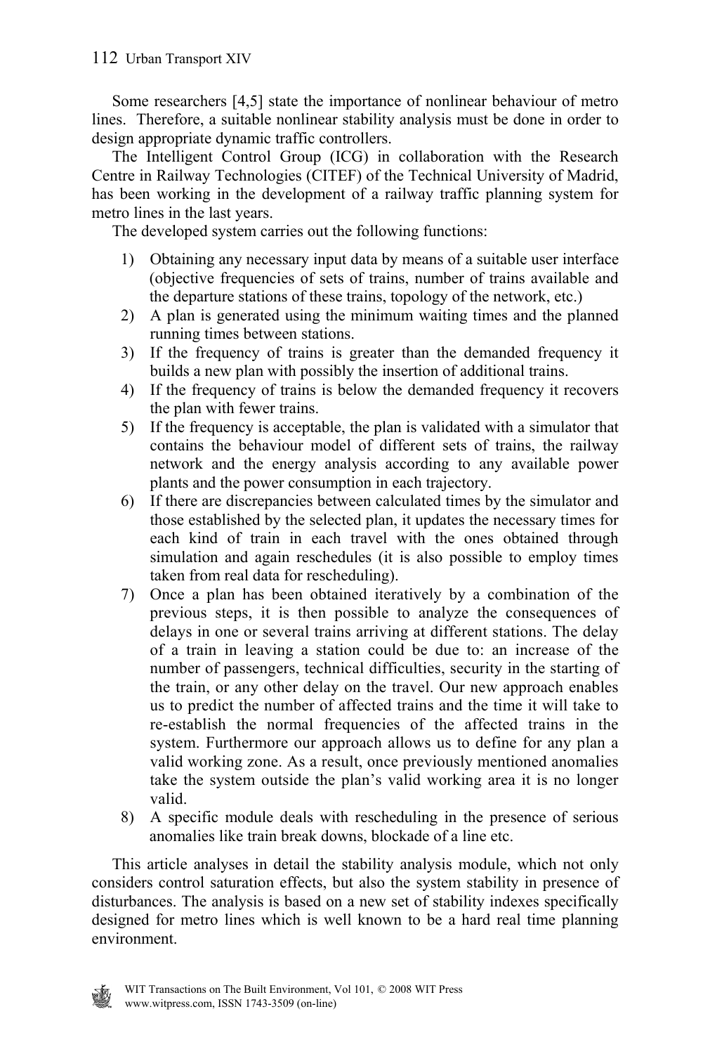Some researchers [4,5] state the importance of nonlinear behaviour of metro lines. Therefore, a suitable nonlinear stability analysis must be done in order to design appropriate dynamic traffic controllers.

The Intelligent Control Group (ICG) in collaboration with the Research Centre in Railway Technologies (CITEF) of the Technical University of Madrid, has been working in the development of a railway traffic planning system for metro lines in the last years.

The developed system carries out the following functions:

1) Obtaining any necessary input data by means of a suitable user interface (objective frequencies of sets of trains, number of trains available and the departure stations of these trains, topology of the network, etc.)
2) A plan is generated using the minimum waiting times and the planned running times between stations.
3) If the frequency of trains is greater than the demanded frequency it builds a new plan with possibly the insertion of additional trains.
4) If the frequency of trains is below the demanded frequency it recovers the plan with fewer trains.
5) If the frequency is acceptable, the plan is validated with a simulator that contains the behaviour model of different sets of trains, the railway network and the energy analysis according to any available power plants and the power consumption in each trajectory.
6) If there are discrepancies between calculated times by the simulator and those established by the selected plan, it updates the necessary times for each kind of train in each travel with the ones obtained through simulation and again reschedules (it is also possible to employ times taken from real data for rescheduling).
7) Once a plan has been obtained iteratively by a combination of the previous steps, it is then possible to analyze the consequences of delays in one or several trains arriving at different stations. The delay of a train in leaving a station could be due to: an increase of the number of passengers, technical difficulties, security in the starting of the train, or any other delay on the travel. Our new approach enables us to predict the number of affected trains and the time it will take to re-establish the normal frequencies of the affected trains in the system. Furthermore our approach allows us to define for any plan a valid working zone. As a result, once previously mentioned anomalies take the system outside the plan's valid working area it is no longer valid.
8) A specific module deals with rescheduling in the presence of serious anomalies like train break downs, blockade of a line etc.

This article analyses in detail the stability analysis module, which not only considers control saturation effects, but also the system stability in presence of disturbances. The analysis is based on a new set of stability indexes specifically designed for metro lines which is well known to be a hard real time planning environment.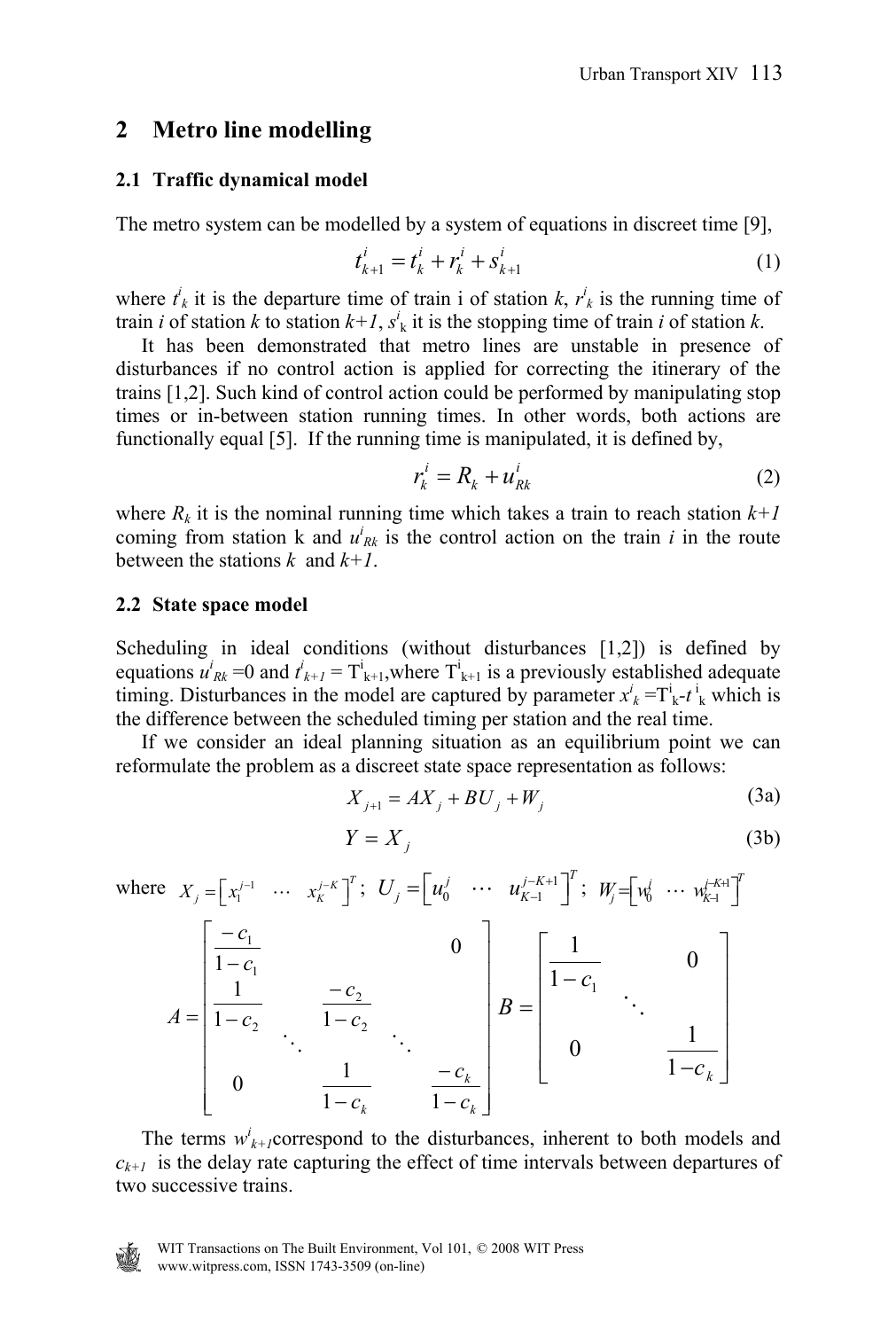## 2 Metro line modelling

### 2.1 Traffic dynamical model

The metro system can be modelled by a system of equations in discreet time [9],

$$t_{k+1}^{i} = t_{k}^{i} + r_{k}^{i} + s_{k+1}^{i} \tag{1}$$

where $t^i_k$ it is the departure time of train i of station $k$, $r^i_k$ is the running time of train $i$ of station $k$ to station $k+1$, $s^i_k$ it is the stopping time of train $i$ of station $k$.

It has been demonstrated that metro lines are unstable in presence of disturbances if no control action is applied for correcting the itinerary of the trains [1,2]. Such kind of control action could be performed by manipulating stop times or in-between station running times. In other words, both actions are functionally equal [5]. If the running time is manipulated, it is defined by,

$$r_{k}^{i} = R_{k} + u_{Rk}^{i} \tag{2}$$

where $R_k$ it is the nominal running time which takes a train to reach station $k+1$ coming from station k and $u^i_{Rk}$ is the control action on the train $i$ in the route between the stations $k$ and $k+1$.

### 2.2 State space model

Scheduling in ideal conditions (without disturbances [1,2]) is defined by equations $u^i_{Rk}=0$ and $t^i_{k+1} = T^i_{k+1}$,where $T^i_{k+1}$ is a previously established adequate timing. Disturbances in the model are captured by parameter $x^i_k = T^i_k - t^i_k$ which is the difference between the scheduled timing per station and the real time.

If we consider an ideal planning situation as an equilibrium point we can reformulate the problem as a discreet state space representation as follows:

$$X_{j+1} = AX_j + BU_j + W_j \tag{3a}$$

$$Y = X_j \tag{3b}$$

where $X_j = \begin{bmatrix} x_1^{j-1} & \cdots & x_K^{j-K} \end{bmatrix}^T$; $U_j = \begin{bmatrix} u_0^{j} & \cdots & u_{K-1}^{j-K+1} \end{bmatrix}^T$; $W_j = \begin{bmatrix} w_0^{j} & \cdots & w_{K-1}^{j-K+1} \end{bmatrix}^T$

$$A = \begin{bmatrix} \frac{-c_1}{1-c_1} & & & 0 \\ \frac{1}{1-c_2} & \frac{-c_2}{1-c_2} & & \\ & \ddots & \ddots & \\ 0 & & \frac{1}{1-c_k} & \frac{-c_k}{1-c_k} \end{bmatrix} \quad B = \begin{bmatrix} \frac{1}{1-c_1} & & 0 \\ & \ddots & \\ 0 & & \frac{1}{1-c_k} \end{bmatrix}$$

The terms $w^i_{k+1}$correspond to the disturbances, inherent to both models and $c_{k+1}$ is the delay rate capturing the effect of time intervals between departures of two successive trains.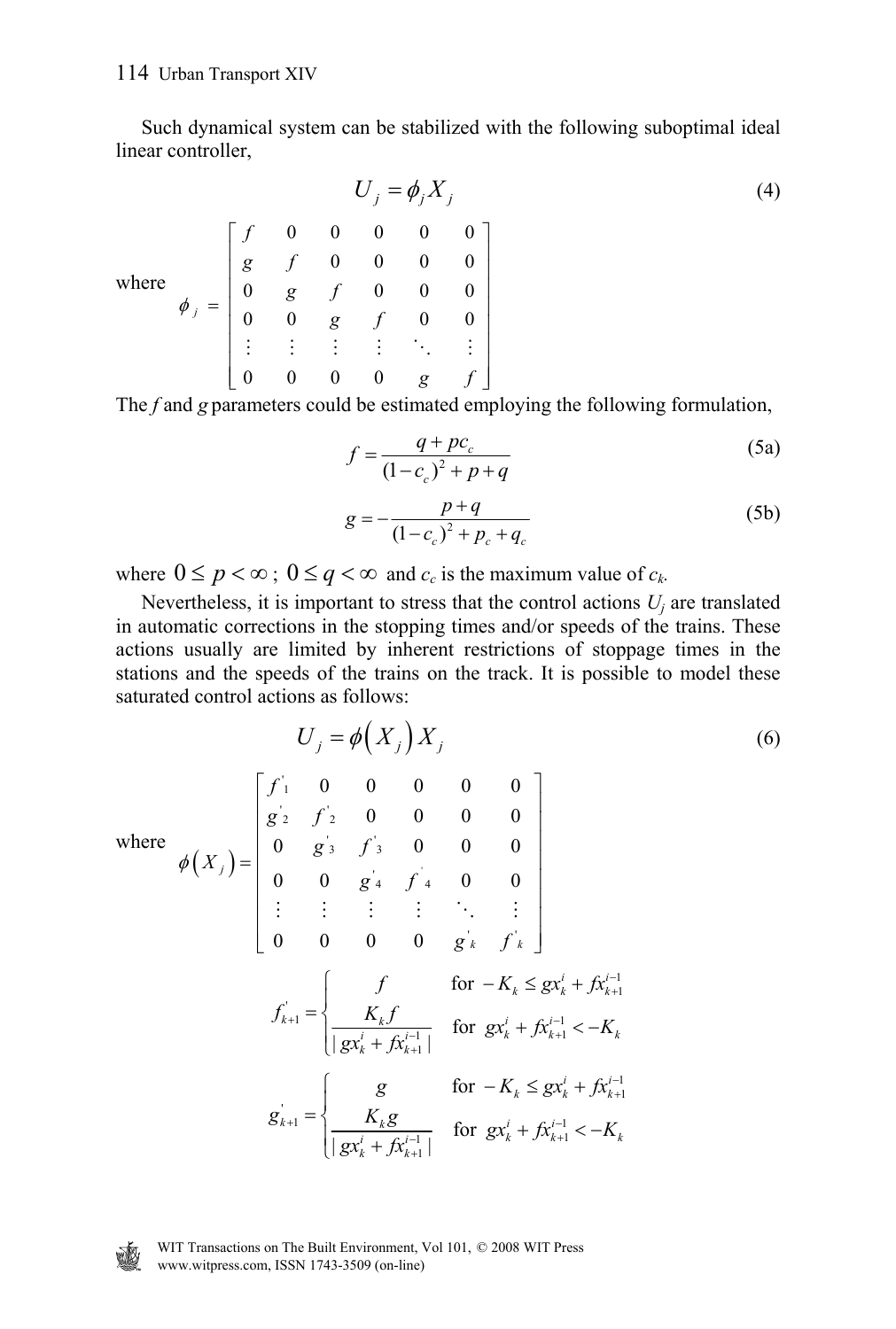Such dynamical system can be stabilized with the following suboptimal ideal linear controller,

$$U_j = \phi_j X_j \tag{4}$$

where
$$\phi_j = \begin{bmatrix} f & 0 & 0 & 0 & 0 & 0 \\ g & f & 0 & 0 & 0 & 0 \\ 0 & g & f & 0 & 0 & 0 \\ 0 & 0 & g & f & 0 & 0 \\ \vdots & \vdots & \vdots & \vdots & \ddots & \vdots \\ 0 & 0 & 0 & 0 & g & f \end{bmatrix}$$

The $f$ and $g$ parameters could be estimated employing the following formulation,

$$f = \frac{q + pc_c}{(1-c_c)^2 + p + q} \tag{5a}$$

$$g = -\frac{p+q}{(1-c_c)^2 + p_c + q_c} \tag{5b}$$

where $0 \le p < \infty$ ; $0 \le q < \infty$ and $c_c$ is the maximum value of $c_k$.

Nevertheless, it is important to stress that the control actions $U_j$ are translated in automatic corrections in the stopping times and/or speeds of the trains. These actions usually are limited by inherent restrictions of stoppage times in the stations and the speeds of the trains on the track. It is possible to model these saturated control actions as follows:

$$U_j = \phi\left(X_j\right) X_j \tag{6}$$

where
$$\phi\left(X_j\right) = \begin{bmatrix} f'_1 & 0 & 0 & 0 & 0 & 0 \\ g'_2 & f'_2 & 0 & 0 & 0 & 0 \\ 0 & g'_3 & f'_3 & 0 & 0 & 0 \\ 0 & 0 & g'_4 & f'_4 & 0 & 0 \\ \vdots & \vdots & \vdots & \vdots & \ddots & \vdots \\ 0 & 0 & 0 & 0 & g'_k & f'_k \end{bmatrix}$$

$$f'_{k+1} = \begin{cases} f & \text{for } -K_k \le gx_k^i + fx_{k+1}^{i-1} \\ \dfrac{K_k f}{|\, gx_k^i + fx_{k+1}^{i-1} \,|} & \text{for } gx_k^i + fx_{k+1}^{i-1} < -K_k \end{cases}$$

$$g'_{k+1} = \begin{cases} g & \text{for } -K_k \le gx_k^i + fx_{k+1}^{i-1} \\ \dfrac{K_k g}{|\, gx_k^i + fx_{k+1}^{i-1} \,|} & \text{for } gx_k^i + fx_{k+1}^{i-1} < -K_k \end{cases}$$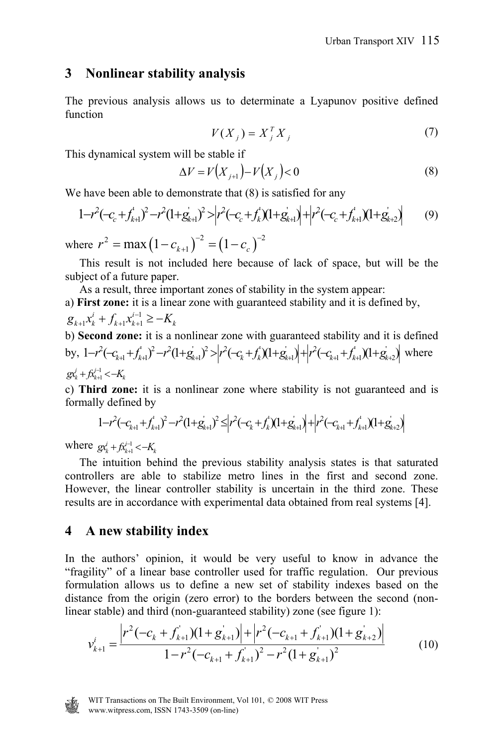## 3 Nonlinear stability analysis

The previous analysis allows us to determinate a Lyapunov positive defined function

$$V(X_j) = X_j^T X_j \tag{7}$$

This dynamical system will be stable if

$$\Delta V = V(X_{j+1}) - V(X_j) < 0 \tag{8}$$

We have been able to demonstrate that (8) is satisfied for any

$$1 - r^2(-c_c + f_{k+1}^{'})^2 - r^2(1 + g_{k+1}^{'})^2 > \left| r^2(-c_c + f_k^{'})(1 + g_{k+1}^{'}) \right| + \left| r^2(-c_c + f_{k+1}^{'})(1 + g_{k+2}^{'}) \right| \tag{9}$$

where $r^2 = \max\left(1 - c_{k+1}\right)^{-2} = \left(1 - c_c\right)^{-2}$

This result is not included here because of lack of space, but will be the subject of a future paper.

As a result, three important zones of stability in the system appear:

a) **First zone:** it is a linear zone with guaranteed stability and it is defined by, $g_{k+1} x_k^i + f_{k+1} x_{k+1}^{i-1} \geq -K_k$

b) **Second zone:** it is a nonlinear zone with guaranteed stability and it is defined by, $1 - r^2(-c_{k+1} + f_{k+1}^{'})^2 - r^2(1 + g_{k+1}^{'})^2 > \left| r^2(-c_k + f_k^{'})(1 + g_{k+1}^{'}) \right| + \left| r^2(-c_{k+1} + f_{k+1}^{'})(1 + g_{k+2}^{'}) \right|$ where $g x_k^i + f x_{k+1}^{i-1} < -K_k$

c) **Third zone:** it is a nonlinear zone where stability is not guaranteed and is formally defined by

$$1 - r^2(-c_{k+1} + f_{k+1}^{'})^2 - r^2(1 + g_{k+1}^{'})^2 \leq \left| r^2(-c_k + f_k^{'})(1 + g_{k+1}^{'}) \right| + \left| r^2(-c_{k+1} + f_{k+1}^{'})(1 + g_{k+2}^{'}) \right|$$

where $g x_k^i + f x_{k+1}^{i-1} < -K_k$

The intuition behind the previous stability analysis states is that saturated controllers are able to stabilize metro lines in the first and second zone. However, the linear controller stability is uncertain in the third zone. These results are in accordance with experimental data obtained from real systems [4].

## 4 A new stability index

In the authors' opinion, it would be very useful to know in advance the "fragility" of a linear base controller used for traffic regulation. Our previous formulation allows us to define a new set of stability indexes based on the distance from the origin (zero error) to the borders between the second (non-linear stable) and third (non-guaranteed stability) zone (see figure 1):

$$v_{k+1}^i = \frac{\left| r^2(-c_k + f_{k+1}^{'})(1 + g_{k+1}^{'}) \right| + \left| r^2(-c_{k+1} + f_{k+1}^{'})(1 + g_{k+2}^{'}) \right|}{1 - r^2(-c_{k+1} + f_{k+1}^{'})^2 - r^2(1 + g_{k+1}^{'})^2} \tag{10}$$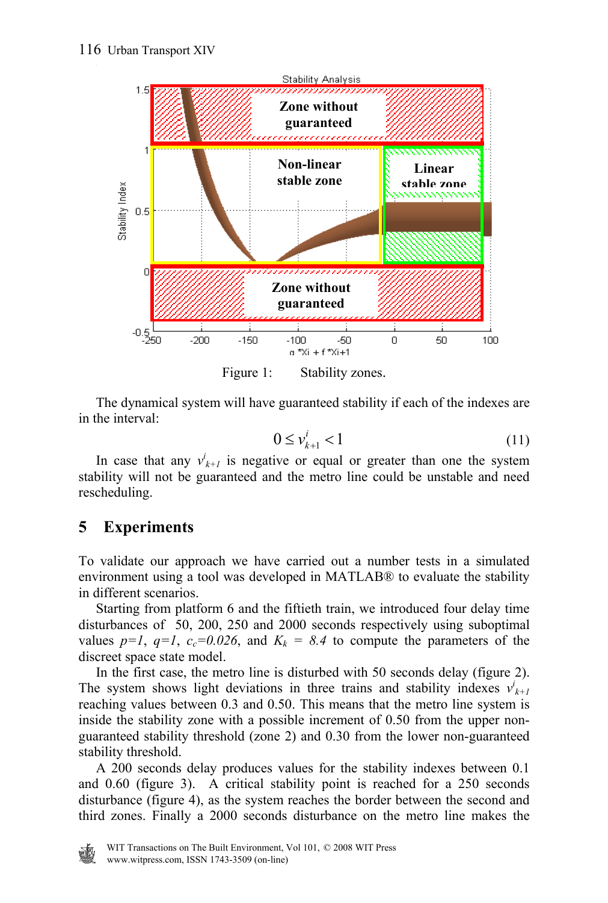Figure 1: Stability zones.

The dynamical system will have guaranteed stability if each of the indexes are in the interval:

$$0 \leq v^{i}_{k+1} < 1 \tag{11}$$

In case that any $v^{i}_{k+1}$ is negative or equal or greater than one the system stability will not be guaranteed and the metro line could be unstable and need rescheduling.

## 5 Experiments

To validate our approach we have carried out a number tests in a simulated environment using a tool was developed in MATLAB® to evaluate the stability in different scenarios.

Starting from platform 6 and the fiftieth train, we introduced four delay time disturbances of 50, 200, 250 and 2000 seconds respectively using suboptimal values $p=1$, $q=1$, $c_c=0.026$, and $K_k = 8.4$ to compute the parameters of the discreet space state model.

In the first case, the metro line is disturbed with 50 seconds delay (figure 2). The system shows light deviations in three trains and stability indexes $v^{i}_{k+1}$ reaching values between 0.3 and 0.50. This means that the metro line system is inside the stability zone with a possible increment of 0.50 from the upper non-guaranteed stability threshold (zone 2) and 0.30 from the lower non-guaranteed stability threshold.

A 200 seconds delay produces values for the stability indexes between 0.1 and 0.60 (figure 3). A critical stability point is reached for a 250 seconds disturbance (figure 4), as the system reaches the border between the second and third zones. Finally a 2000 seconds disturbance on the metro line makes the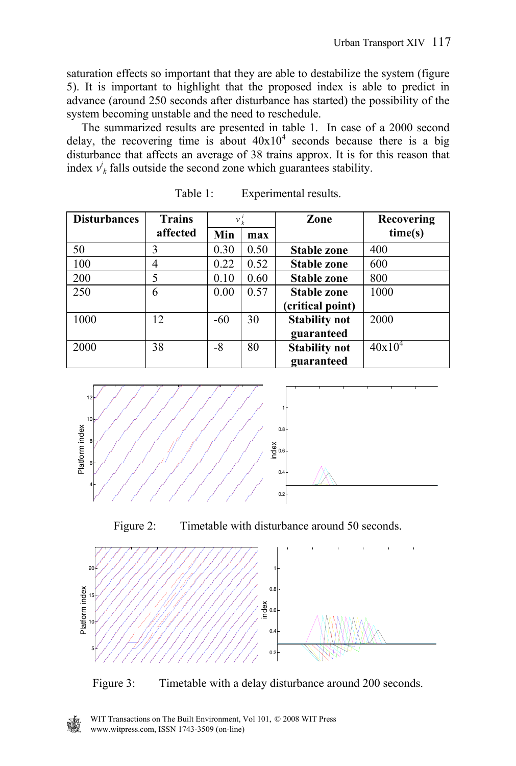saturation effects so important that they are able to destabilize the system (figure 5). It is important to highlight that the proposed index is able to predict in advance (around 250 seconds after disturbance has started) the possibility of the system becoming unstable and the need to reschedule.

The summarized results are presented in table 1. In case of a 2000 second delay, the recovering time is about $40 \times 10^4$ seconds because there is a big disturbance that affects an average of 38 trains approx. It is for this reason that index $v^i_k$ falls outside the second zone which guarantees stability.

Table 1: Experimental results.

| Disturbances | Trains affected | $v^i_k$ | | Zone | Recovering time(s) |
|---|---|---|---|---|---|
| | | **Min** | **max** | | |
| 50 | 3 | 0.30 | 0.50 | **Stable zone** | 400 |
| 100 | 4 | 0.22 | 0.52 | **Stable zone** | 600 |
| 200 | 5 | 0.10 | 0.60 | **Stable zone** | 800 |
| 250 | 6 | 0.00 | 0.57 | **Stable zone (critical point)** | 1000 |
| 1000 | 12 | -60 | 30 | **Stability not guaranteed** | 2000 |
| 2000 | 38 | -8 | 80 | **Stability not guaranteed** | $40 \times 10^4$ |

Figure 2: Timetable with disturbance around 50 seconds.

Figure 3: Timetable with a delay disturbance around 200 seconds.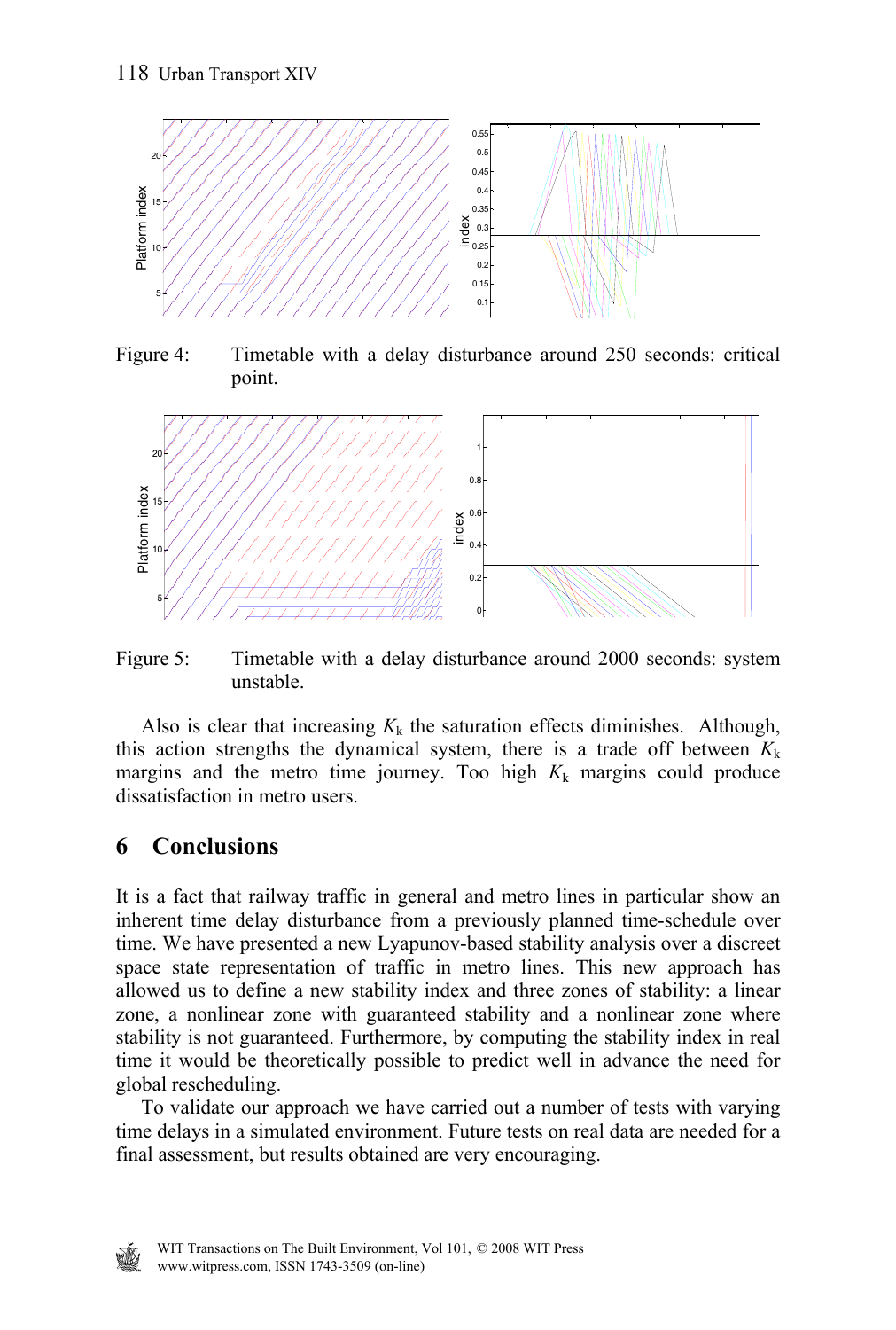Figure 4: Timetable with a delay disturbance around 250 seconds: critical point.

Figure 5: Timetable with a delay disturbance around 2000 seconds: system unstable.

Also is clear that increasing $K_k$ the saturation effects diminishes. Although, this action strengths the dynamical system, there is a trade off between $K_k$ margins and the metro time journey. Too high $K_k$ margins could produce dissatisfaction in metro users.

## 6 Conclusions

It is a fact that railway traffic in general and metro lines in particular show an inherent time delay disturbance from a previously planned time-schedule over time. We have presented a new Lyapunov-based stability analysis over a discreet space state representation of traffic in metro lines. This new approach has allowed us to define a new stability index and three zones of stability: a linear zone, a nonlinear zone with guaranteed stability and a nonlinear zone where stability is not guaranteed. Furthermore, by computing the stability index in real time it would be theoretically possible to predict well in advance the need for global rescheduling.

To validate our approach we have carried out a number of tests with varying time delays in a simulated environment. Future tests on real data are needed for a final assessment, but results obtained are very encouraging.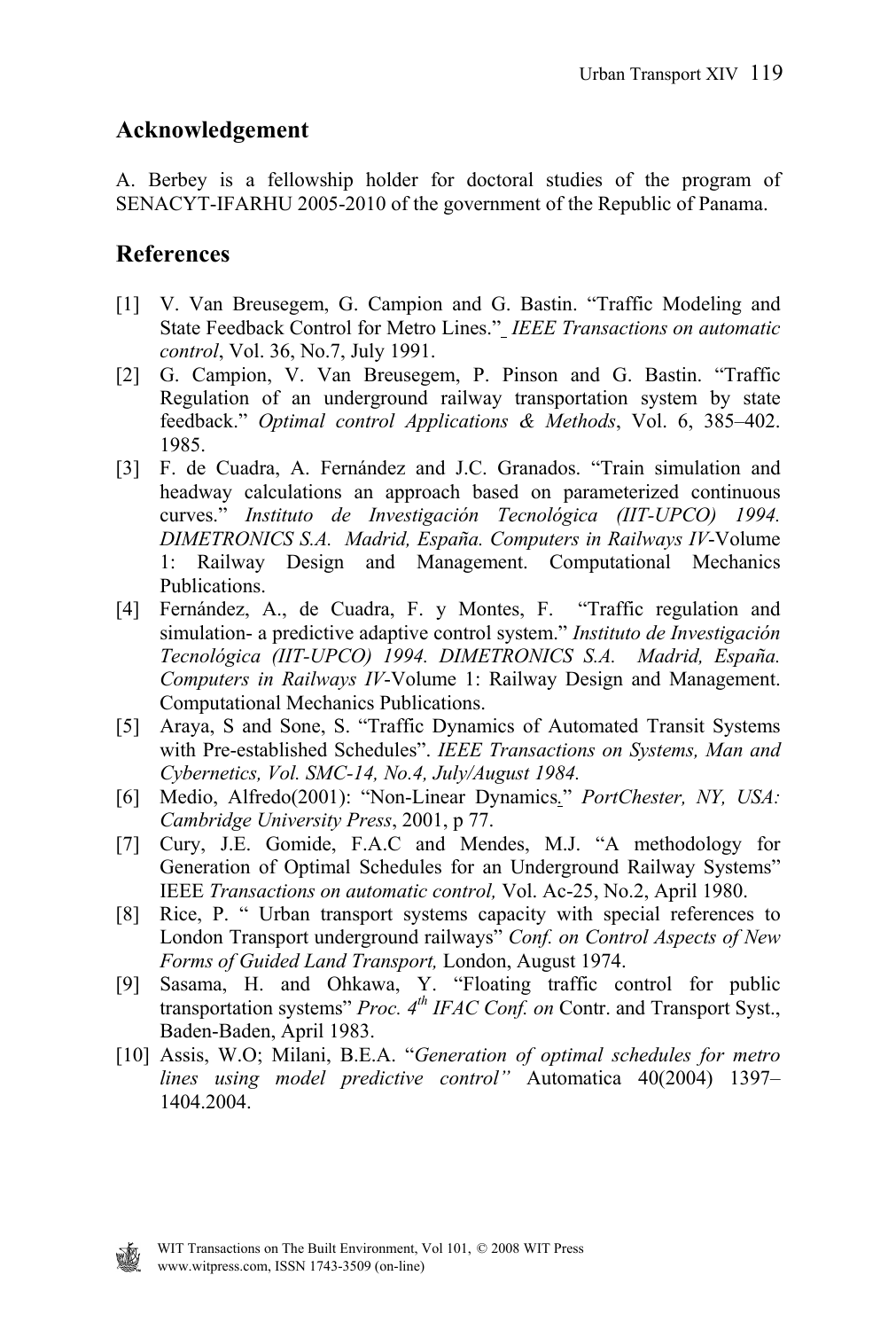## Acknowledgement

A. Berbey is a fellowship holder for doctoral studies of the program of SENACYT-IFARHU 2005-2010 of the government of the Republic of Panama.

## References

[1] V. Van Breusegem, G. Campion and G. Bastin. "Traffic Modeling and State Feedback Control for Metro Lines." *IEEE Transactions on automatic control*, Vol. 36, No.7, July 1991.

[2] G. Campion, V. Van Breusegem, P. Pinson and G. Bastin. "Traffic Regulation of an underground railway transportation system by state feedback." *Optimal control Applications & Methods*, Vol. 6, 385–402. 1985.

[3] F. de Cuadra, A. Fernández and J.C. Granados. "Train simulation and headway calculations an approach based on parameterized continuous curves." *Instituto de Investigación Tecnológica (IIT-UPCO) 1994. DIMETRONICS S.A. Madrid, España. Computers in Railways IV*-Volume 1: Railway Design and Management. Computational Mechanics Publications.

[4] Fernández, A., de Cuadra, F. y Montes, F. "Traffic regulation and simulation- a predictive adaptive control system." *Instituto de Investigación Tecnológica (IIT-UPCO) 1994. DIMETRONICS S.A. Madrid, España. Computers in Railways IV*-Volume 1: Railway Design and Management. Computational Mechanics Publications.

[5] Araya, S and Sone, S. "Traffic Dynamics of Automated Transit Systems with Pre-established Schedules". *IEEE Transactions on Systems, Man and Cybernetics, Vol. SMC-14, No.4, July/August 1984.*

[6] Medio, Alfredo(2001): "Non-Linear Dynamics." *PortChester, NY, USA: Cambridge University Press*, 2001, p 77.

[7] Cury, J.E. Gomide, F.A.C and Mendes, M.J. "A methodology for Generation of Optimal Schedules for an Underground Railway Systems" IEEE *Transactions on automatic control,* Vol. Ac-25, No.2, April 1980.

[8] Rice, P. " Urban transport systems capacity with special references to London Transport underground railways" *Conf. on Control Aspects of New Forms of Guided Land Transport,* London, August 1974.

[9] Sasama, H. and Ohkawa, Y. "Floating traffic control for public transportation systems" *Proc. 4th IFAC Conf. on* Contr. and Transport Syst., Baden-Baden, April 1983.

[10] Assis, W.O; Milani, B.E.A. "*Generation of optimal schedules for metro lines using model predictive control"* Automatica 40(2004) 1397–1404.2004.